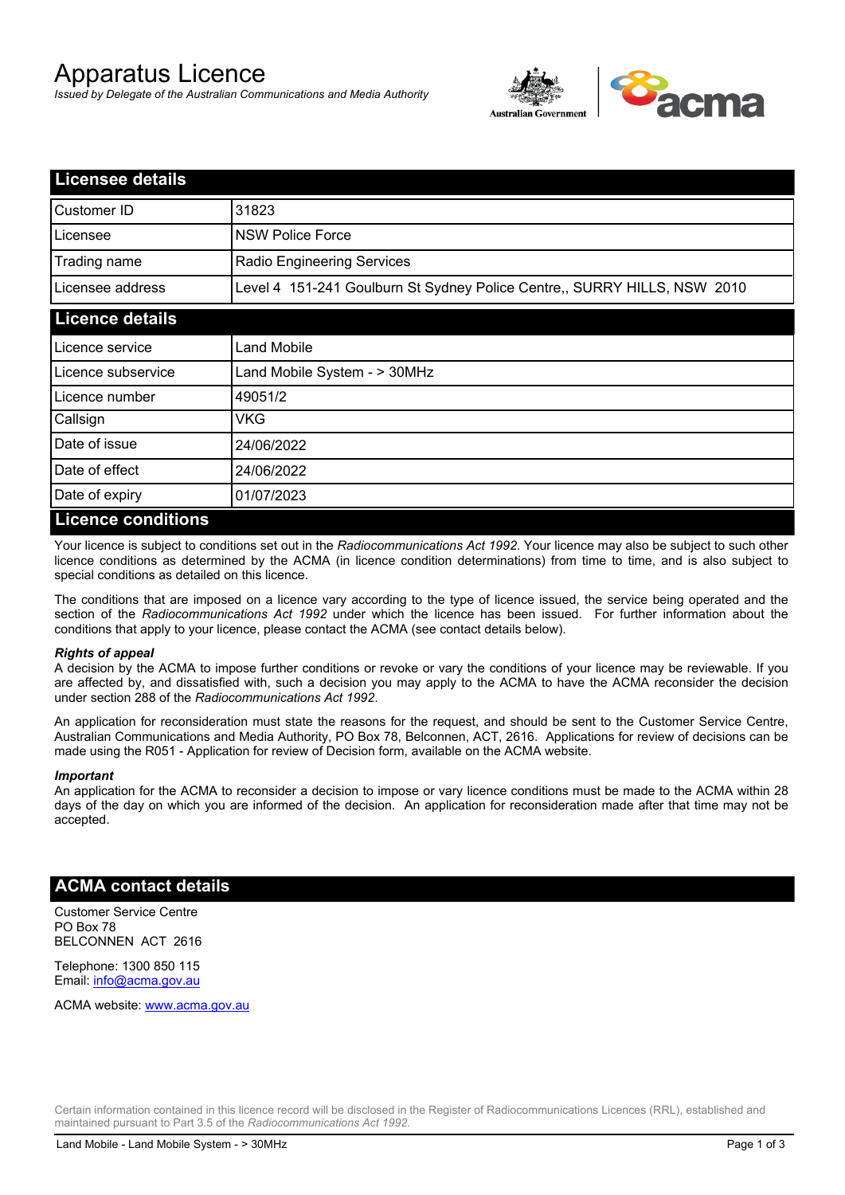# Apparatus Licence

*Issued by Delegate of the Australian Communications and Media Authority*

## Licensee details

| Customer ID | 31823 |
|---|---|
| Licensee | NSW Police Force |
| Trading name | Radio Engineering Services |
| Licensee address | Level 4 151-241 Goulburn St Sydney Police Centre,, SURRY HILLS, NSW 2010 |

## Licence details

| Licence service | Land Mobile |
|---|---|
| Licence subservice | Land Mobile System - > 30MHz |
| Licence number | 49051/2 |
| Callsign | VKG |
| Date of issue | 24/06/2022 |
| Date of effect | 24/06/2022 |
| Date of expiry | 01/07/2023 |

## Licence conditions

Your licence is subject to conditions set out in the *Radiocommunications Act 1992*. Your licence may also be subject to such other licence conditions as determined by the ACMA (in licence condition determinations) from time to time, and is also subject to special conditions as detailed on this licence.

The conditions that are imposed on a licence vary according to the type of licence issued, the service being operated and the section of the *Radiocommunications Act 1992* under which the licence has been issued. For further information about the conditions that apply to your licence, please contact the ACMA (see contact details below).

***Rights of appeal***

A decision by the ACMA to impose further conditions or revoke or vary the conditions of your licence may be reviewable. If you are affected by, and dissatisfied with, such a decision you may apply to the ACMA to have the ACMA reconsider the decision under section 288 of the *Radiocommunications Act 1992*.

An application for reconsideration must state the reasons for the request, and should be sent to the Customer Service Centre, Australian Communications and Media Authority, PO Box 78, Belconnen, ACT, 2616. Applications for review of decisions can be made using the R051 - Application for review of Decision form, available on the ACMA website.

***Important***

An application for the ACMA to reconsider a decision to impose or vary licence conditions must be made to the ACMA within 28 days of the day on which you are informed of the decision. An application for reconsideration made after that time may not be accepted.

## ACMA contact details

Customer Service Centre
PO Box 78
BELCONNEN ACT 2616

Telephone: 1300 850 115
Email: info@acma.gov.au

ACMA website: www.acma.gov.au

Certain information contained in this licence record will be disclosed in the Register of Radiocommunications Licences (RRL), established and maintained pursuant to Part 3.5 of the *Radiocommunications Act 1992.*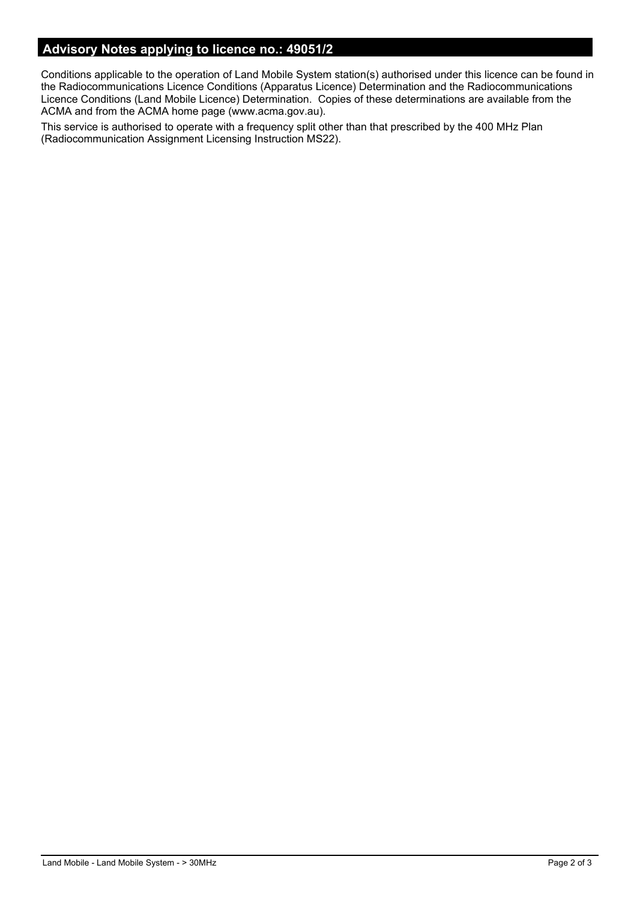## Advisory Notes applying to licence no.: 49051/2

Conditions applicable to the operation of Land Mobile System station(s) authorised under this licence can be found in the Radiocommunications Licence Conditions (Apparatus Licence) Determination and the Radiocommunications Licence Conditions (Land Mobile Licence) Determination. Copies of these determinations are available from the ACMA and from the ACMA home page (www.acma.gov.au).

This service is authorised to operate with a frequency split other than that prescribed by the 400 MHz Plan (Radiocommunication Assignment Licensing Instruction MS22).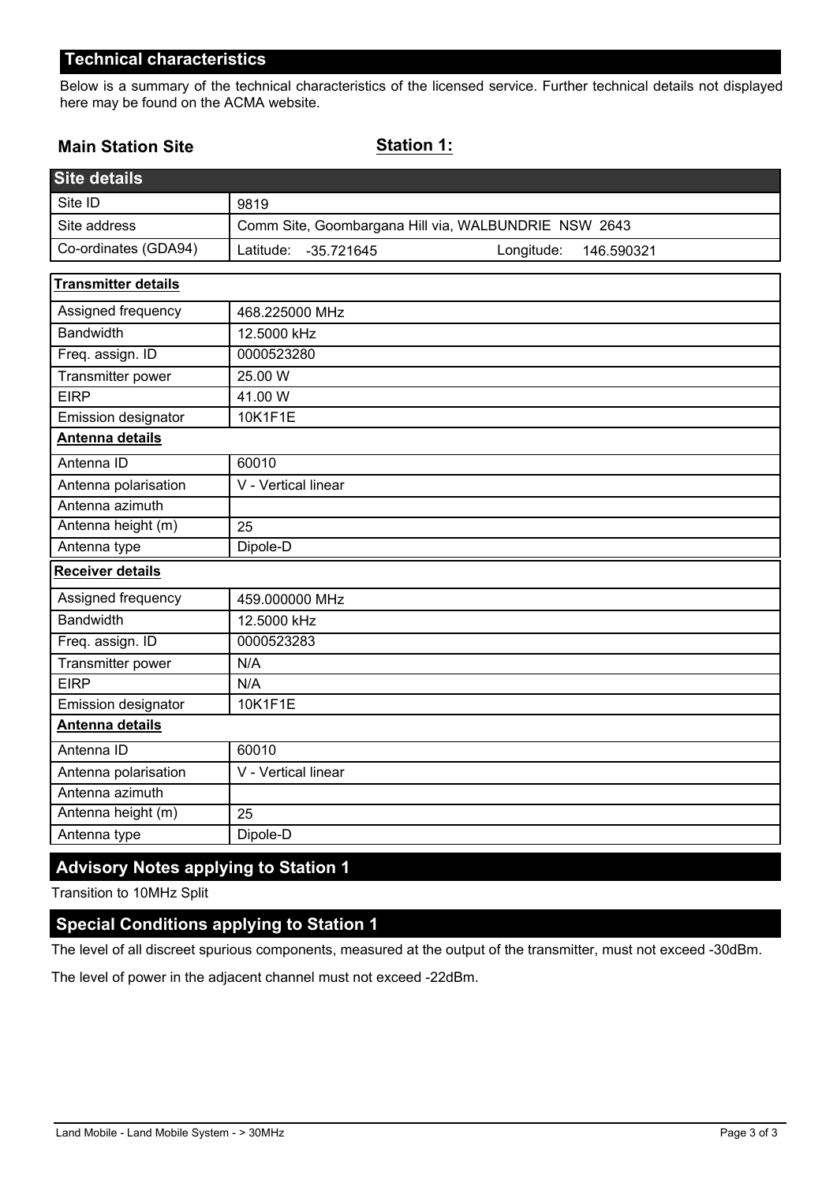## Technical characteristics

Below is a summary of the technical characteristics of the licensed service. Further technical details not displayed here may be found on the ACMA website.

**Main Station Site** **Station 1:**

| Site details | |
|---|---|
| Site ID | 9819 |
| Site address | Comm Site, Goombargana Hill via, WALBUNDRIE NSW 2643 |
| Co-ordinates (GDA94) | Latitude: -35.721645 Longitude: 146.590321 |

| Transmitter details | |
|---|---|
| Assigned frequency | 468.225000 MHz |
| Bandwidth | 12.5000 kHz |
| Freq. assign. ID | 0000523280 |
| Transmitter power | 25.00 W |
| EIRP | 41.00 W |
| Emission designator | 10K1F1E |
| **Antenna details** | |
| Antenna ID | 60010 |
| Antenna polarisation | V - Vertical linear |
| Antenna azimuth | |
| Antenna height (m) | 25 |
| Antenna type | Dipole-D |

| Receiver details | |
|---|---|
| Assigned frequency | 459.000000 MHz |
| Bandwidth | 12.5000 kHz |
| Freq. assign. ID | 0000523283 |
| Transmitter power | N/A |
| EIRP | N/A |
| Emission designator | 10K1F1E |
| **Antenna details** | |
| Antenna ID | 60010 |
| Antenna polarisation | V - Vertical linear |
| Antenna azimuth | |
| Antenna height (m) | 25 |
| Antenna type | Dipole-D |

## Advisory Notes applying to Station 1

Transition to 10MHz Split

## Special Conditions applying to Station 1

The level of all discreet spurious components, measured at the output of the transmitter, must not exceed -30dBm.

The level of power in the adjacent channel must not exceed -22dBm.